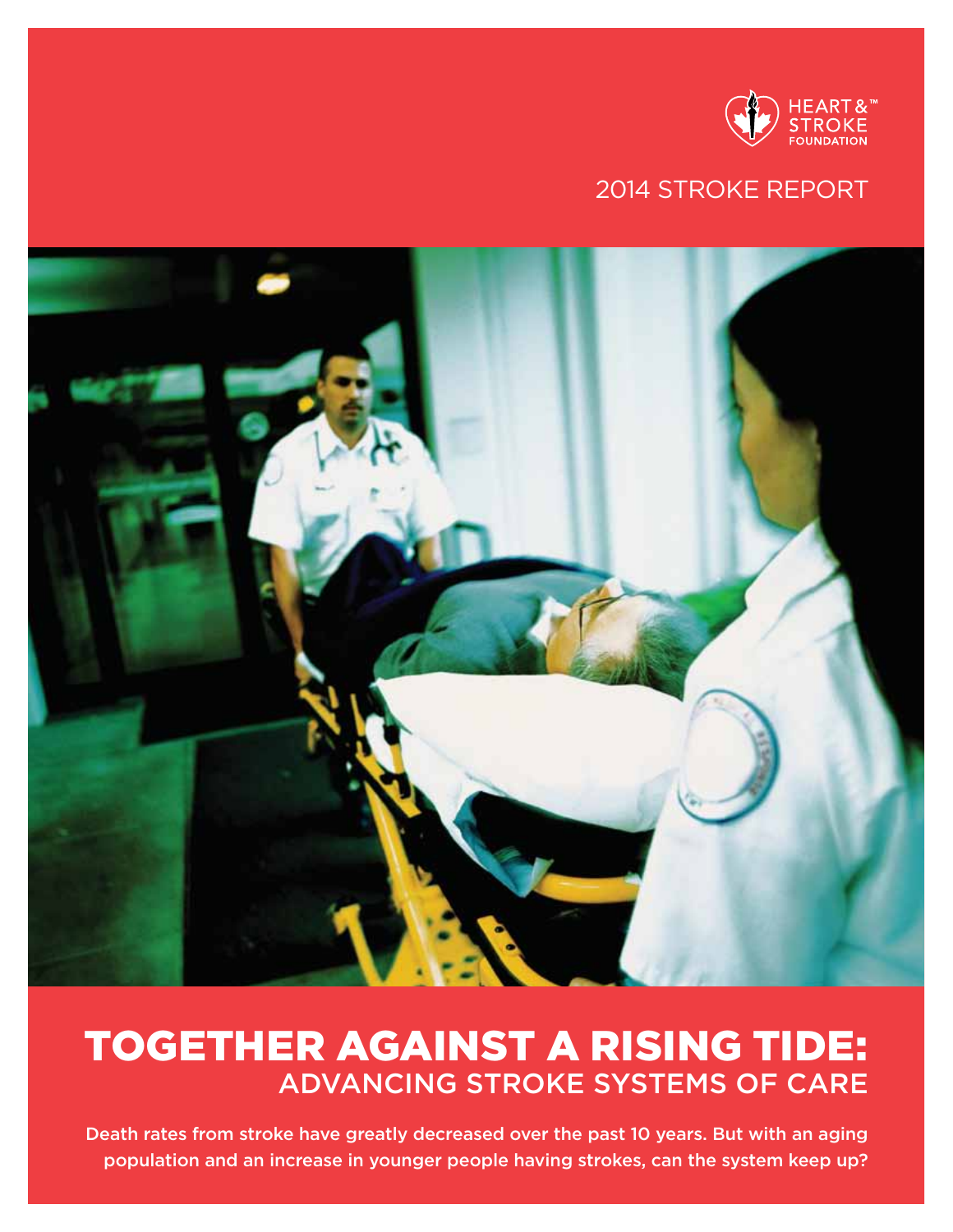HEART & STROKE FOUNDATION

2014 STROKE REPORT

# TOGETHER AGAINST A RISING TIDE:
## ADVANCING STROKE SYSTEMS OF CARE

**Death rates from stroke have greatly decreased over the past 10 years. But with an aging population and an increase in younger people having strokes, can the system keep up?**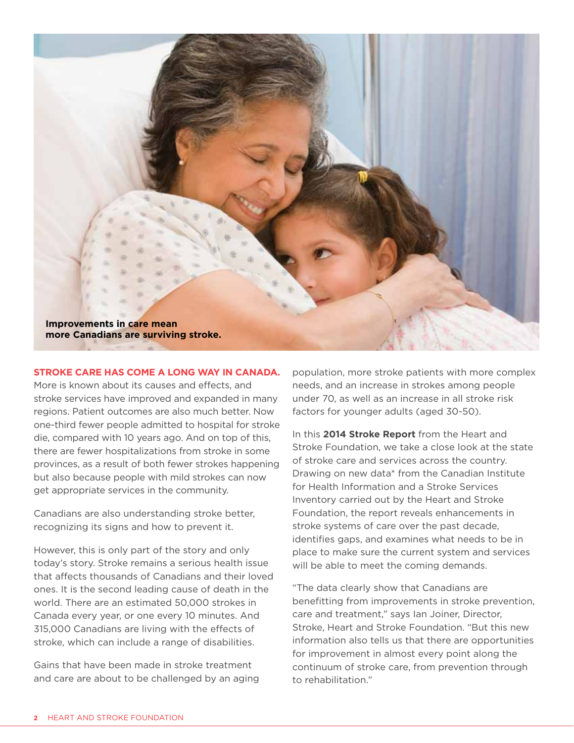**Improvements in care mean more Canadians are surviving stroke.**

**STROKE CARE HAS COME A LONG WAY IN CANADA.** More is known about its causes and effects, and stroke services have improved and expanded in many regions. Patient outcomes are also much better. Now one-third fewer people admitted to hospital for stroke die, compared with 10 years ago. And on top of this, there are fewer hospitalizations from stroke in some provinces, as a result of both fewer strokes happening but also because people with mild strokes can now get appropriate services in the community.

Canadians are also understanding stroke better, recognizing its signs and how to prevent it.

However, this is only part of the story and only today's story. Stroke remains a serious health issue that affects thousands of Canadians and their loved ones. It is the second leading cause of death in the world. There are an estimated 50,000 strokes in Canada every year, or one every 10 minutes. And 315,000 Canadians are living with the effects of stroke, which can include a range of disabilities.

Gains that have been made in stroke treatment and care are about to be challenged by an aging population, more stroke patients with more complex needs, and an increase in strokes among people under 70, as well as an increase in all stroke risk factors for younger adults (aged 30-50).

In this **2014 Stroke Report** from the Heart and Stroke Foundation, we take a close look at the state of stroke care and services across the country. Drawing on new data* from the Canadian Institute for Health Information and a Stroke Services Inventory carried out by the Heart and Stroke Foundation, the report reveals enhancements in stroke systems of care over the past decade, identifies gaps, and examines what needs to be in place to make sure the current system and services will be able to meet the coming demands.

"The data clearly show that Canadians are benefitting from improvements in stroke prevention, care and treatment," says Ian Joiner, Director, Stroke, Heart and Stroke Foundation. "But this new information also tells us that there are opportunities for improvement in almost every point along the continuum of stroke care, from prevention through to rehabilitation."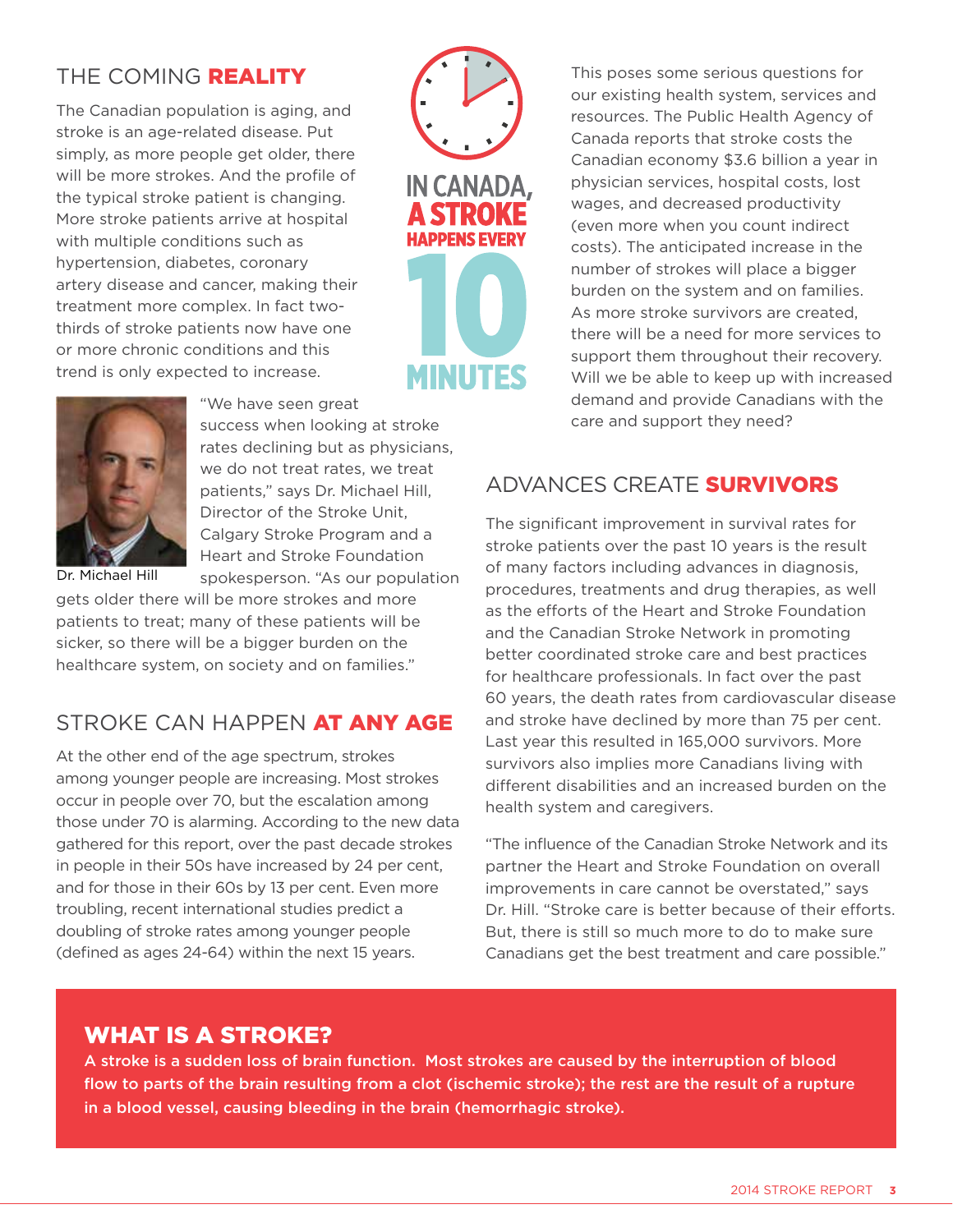## THE COMING **REALITY**

The Canadian population is aging, and stroke is an age-related disease. Put simply, as more people get older, there will be more strokes. And the profile of the typical stroke patient is changing. More stroke patients arrive at hospital with multiple conditions such as hypertension, diabetes, coronary artery disease and cancer, making their treatment more complex. In fact two-thirds of stroke patients now have one or more chronic conditions and this trend is only expected to increase.

Dr. Michael Hill

"We have seen great success when looking at stroke rates declining but as physicians, we do not treat rates, we treat patients," says Dr. Michael Hill, Director of the Stroke Unit, Calgary Stroke Program and a Heart and Stroke Foundation spokesperson. "As our population gets older there will be more strokes and more patients to treat; many of these patients will be sicker, so there will be a bigger burden on the healthcare system, on society and on families."

**IN CANADA, A STROKE HAPPENS EVERY 10 MINUTES**

This poses some serious questions for our existing health system, services and resources. The Public Health Agency of Canada reports that stroke costs the Canadian economy $3.6 billion a year in physician services, hospital costs, lost wages, and decreased productivity (even more when you count indirect costs). The anticipated increase in the number of strokes will place a bigger burden on the system and on families. As more stroke survivors are created, there will be a need for more services to support them throughout their recovery. Will we be able to keep up with increased demand and provide Canadians with the care and support they need?

## STROKE CAN HAPPEN **AT ANY AGE**

At the other end of the age spectrum, strokes among younger people are increasing. Most strokes occur in people over 70, but the escalation among those under 70 is alarming. According to the new data gathered for this report, over the past decade strokes in people in their 50s have increased by 24 per cent, and for those in their 60s by 13 per cent. Even more troubling, recent international studies predict a doubling of stroke rates among younger people (defined as ages 24-64) within the next 15 years.

## ADVANCES CREATE **SURVIVORS**

The significant improvement in survival rates for stroke patients over the past 10 years is the result of many factors including advances in diagnosis, procedures, treatments and drug therapies, as well as the efforts of the Heart and Stroke Foundation and the Canadian Stroke Network in promoting better coordinated stroke care and best practices for healthcare professionals. In fact over the past 60 years, the death rates from cardiovascular disease and stroke have declined by more than 75 per cent. Last year this resulted in 165,000 survivors. More survivors also implies more Canadians living with different disabilities and an increased burden on the health system and caregivers.

"The influence of the Canadian Stroke Network and its partner the Heart and Stroke Foundation on overall improvements in care cannot be overstated," says Dr. Hill. "Stroke care is better because of their efforts. But, there is still so much more to do to make sure Canadians get the best treatment and care possible."

### WHAT IS A STROKE?

**A stroke is a sudden loss of brain function. Most strokes are caused by the interruption of blood flow to parts of the brain resulting from a clot (ischemic stroke); the rest are the result of a rupture in a blood vessel, causing bleeding in the brain (hemorrhagic stroke).**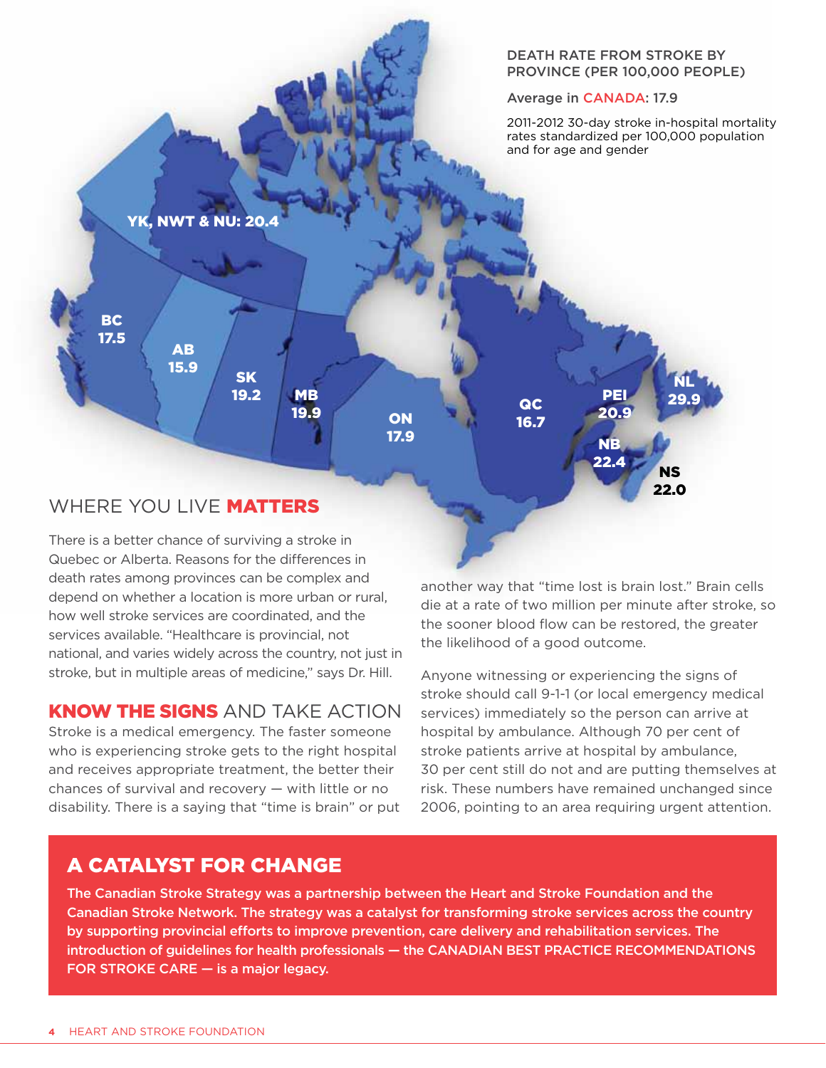DEATH RATE FROM STROKE BY PROVINCE (PER 100,000 PEOPLE)

Average in CANADA: 17.9

2011-2012 30-day stroke in-hospital mortality rates standardized per 100,000 population and for age and gender

| Province | Rate |
|---|---|
| YK, NWT & NU | 20.4 |
| BC | 17.5 |
| AB | 15.9 |
| SK | 19.2 |
| MB | 19.9 |
| ON | 17.9 |
| QC | 16.7 |
| PEI | 20.9 |
| NB | 22.4 |
| NS | 22.0 |
| NL | 29.9 |

## WHERE YOU LIVE **MATTERS**

There is a better chance of surviving a stroke in Quebec or Alberta. Reasons for the differences in death rates among provinces can be complex and depend on whether a location is more urban or rural, how well stroke services are coordinated, and the services available. "Healthcare is provincial, not national, and varies widely across the country, not just in stroke, but in multiple areas of medicine," says Dr. Hill.

## **KNOW THE SIGNS** AND TAKE ACTION

Stroke is a medical emergency. The faster someone who is experiencing stroke gets to the right hospital and receives appropriate treatment, the better their chances of survival and recovery — with little or no disability. There is a saying that "time is brain" or put another way that "time lost is brain lost." Brain cells die at a rate of two million per minute after stroke, so the sooner blood flow can be restored, the greater the likelihood of a good outcome.

Anyone witnessing or experiencing the signs of stroke should call 9-1-1 (or local emergency medical services) immediately so the person can arrive at hospital by ambulance. Although 70 per cent of stroke patients arrive at hospital by ambulance, 30 per cent still do not and are putting themselves at risk. These numbers have remained unchanged since 2006, pointing to an area requiring urgent attention.

## A CATALYST FOR CHANGE

**The Canadian Stroke Strategy was a partnership between the Heart and Stroke Foundation and the Canadian Stroke Network. The strategy was a catalyst for transforming stroke services across the country by supporting provincial efforts to improve prevention, care delivery and rehabilitation services. The introduction of guidelines for health professionals — the CANADIAN BEST PRACTICE RECOMMENDATIONS FOR STROKE CARE — is a major legacy.**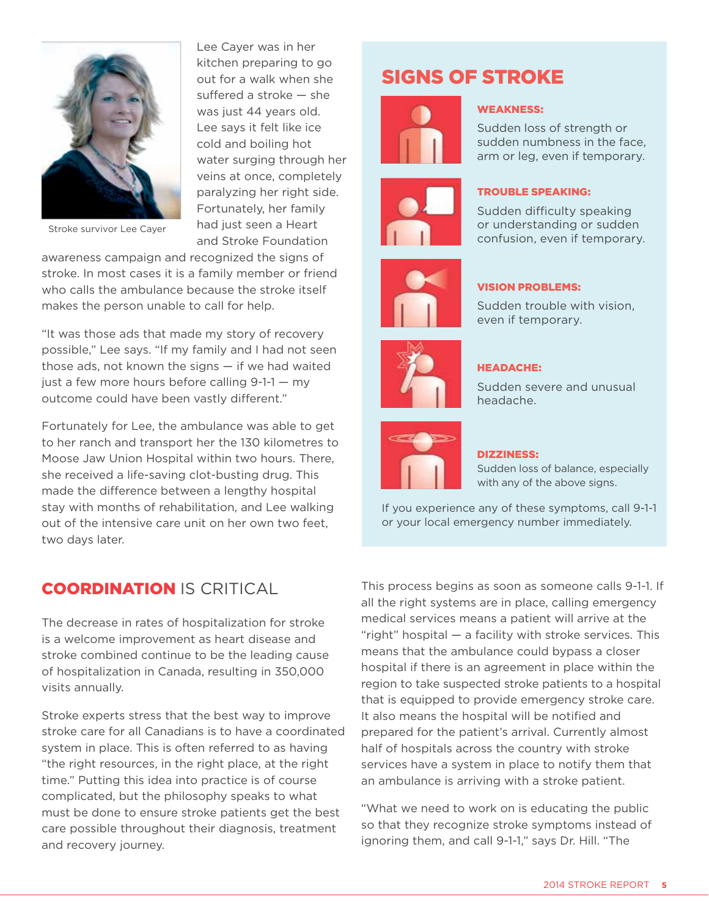Stroke survivor Lee Cayer

Lee Cayer was in her kitchen preparing to go out for a walk when she suffered a stroke — she was just 44 years old. Lee says it felt like ice cold and boiling hot water surging through her veins at once, completely paralyzing her right side. Fortunately, her family had just seen a Heart and Stroke Foundation awareness campaign and recognized the signs of stroke. In most cases it is a family member or friend who calls the ambulance because the stroke itself makes the person unable to call for help.

"It was those ads that made my story of recovery possible," Lee says. "If my family and I had not seen those ads, not known the signs — if we had waited just a few more hours before calling 9-1-1 — my outcome could have been vastly different."

Fortunately for Lee, the ambulance was able to get to her ranch and transport her the 130 kilometres to Moose Jaw Union Hospital within two hours. There, she received a life-saving clot-busting drug. This made the difference between a lengthy hospital stay with months of rehabilitation, and Lee walking out of the intensive care unit on her own two feet, two days later.

## SIGNS OF STROKE

**WEAKNESS:**

Sudden loss of strength or sudden numbness in the face, arm or leg, even if temporary.

**TROUBLE SPEAKING:**

Sudden difficulty speaking or understanding or sudden confusion, even if temporary.

**VISION PROBLEMS:**

Sudden trouble with vision, even if temporary.

**HEADACHE:**

Sudden severe and unusual headache.

**DIZZINESS:**

Sudden loss of balance, especially with any of the above signs.

If you experience any of these symptoms, call 9-1-1 or your local emergency number immediately.

## COORDINATION IS CRITICAL

The decrease in rates of hospitalization for stroke is a welcome improvement as heart disease and stroke combined continue to be the leading cause of hospitalization in Canada, resulting in 350,000 visits annually.

Stroke experts stress that the best way to improve stroke care for all Canadians is to have a coordinated system in place. This is often referred to as having "the right resources, in the right place, at the right time." Putting this idea into practice is of course complicated, but the philosophy speaks to what must be done to ensure stroke patients get the best care possible throughout their diagnosis, treatment and recovery journey.

This process begins as soon as someone calls 9-1-1. If all the right systems are in place, calling emergency medical services means a patient will arrive at the "right" hospital — a facility with stroke services. This means that the ambulance could bypass a closer hospital if there is an agreement in place within the region to take suspected stroke patients to a hospital that is equipped to provide emergency stroke care. It also means the hospital will be notified and prepared for the patient's arrival. Currently almost half of hospitals across the country with stroke services have a system in place to notify them that an ambulance is arriving with a stroke patient.

"What we need to work on is educating the public so that they recognize stroke symptoms instead of ignoring them, and call 9-1-1," says Dr. Hill. "The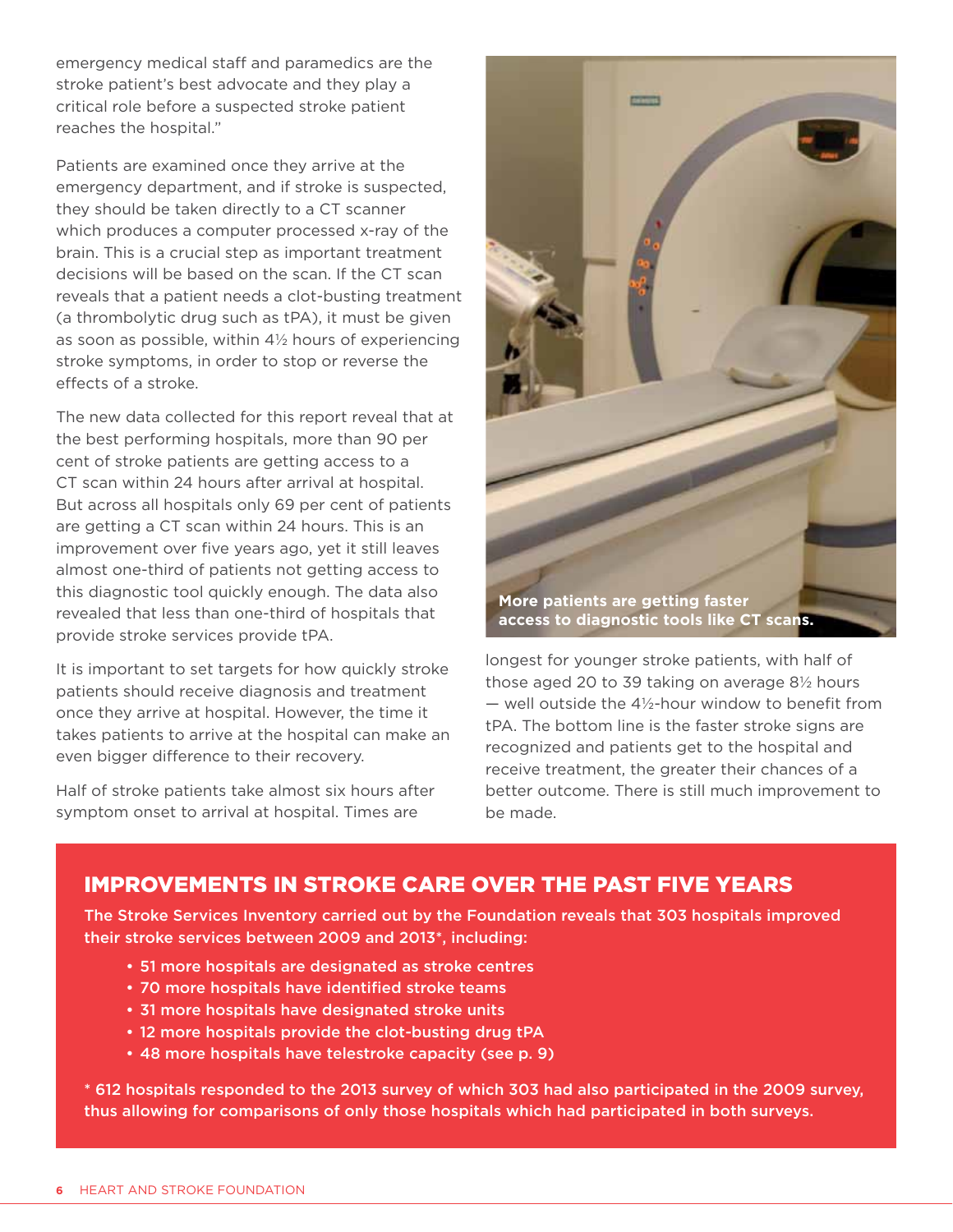emergency medical staff and paramedics are the stroke patient's best advocate and they play a critical role before a suspected stroke patient reaches the hospital."

Patients are examined once they arrive at the emergency department, and if stroke is suspected, they should be taken directly to a CT scanner which produces a computer processed x-ray of the brain. This is a crucial step as important treatment decisions will be based on the scan. If the CT scan reveals that a patient needs a clot-busting treatment (a thrombolytic drug such as tPA), it must be given as soon as possible, within 4½ hours of experiencing stroke symptoms, in order to stop or reverse the effects of a stroke.

The new data collected for this report reveal that at the best performing hospitals, more than 90 per cent of stroke patients are getting access to a CT scan within 24 hours after arrival at hospital. But across all hospitals only 69 per cent of patients are getting a CT scan within 24 hours. This is an improvement over five years ago, yet it still leaves almost one-third of patients not getting access to this diagnostic tool quickly enough. The data also revealed that less than one-third of hospitals that provide stroke services provide tPA.

It is important to set targets for how quickly stroke patients should receive diagnosis and treatment once they arrive at hospital. However, the time it takes patients to arrive at the hospital can make an even bigger difference to their recovery.

Half of stroke patients take almost six hours after symptom onset to arrival at hospital. Times are longest for younger stroke patients, with half of those aged 20 to 39 taking on average 8½ hours — well outside the 4½-hour window to benefit from tPA. The bottom line is the faster stroke signs are recognized and patients get to the hospital and receive treatment, the greater their chances of a better outcome. There is still much improvement to be made.

**More patients are getting faster access to diagnostic tools like CT scans.**

## IMPROVEMENTS IN STROKE CARE OVER THE PAST FIVE YEARS

**The Stroke Services Inventory carried out by the Foundation reveals that 303 hospitals improved their stroke services between 2009 and 2013*, including:**

- 51 more hospitals are designated as stroke centres
- 70 more hospitals have identified stroke teams
- 31 more hospitals have designated stroke units
- 12 more hospitals provide the clot-busting drug tPA
- 48 more hospitals have telestroke capacity (see p. 9)

\* 612 hospitals responded to the 2013 survey of which 303 had also participated in the 2009 survey, thus allowing for comparisons of only those hospitals which had participated in both surveys.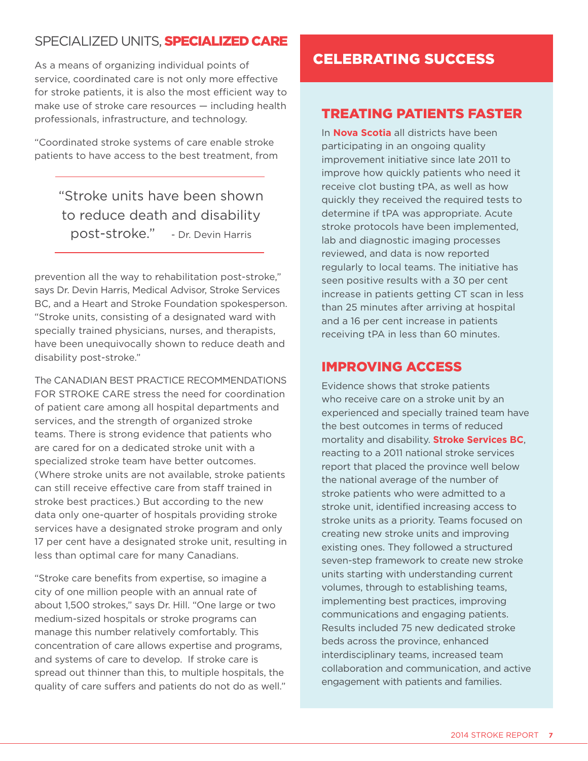## SPECIALIZED UNITS, **SPECIALIZED CARE**

As a means of organizing individual points of service, coordinated care is not only more effective for stroke patients, it is also the most efficient way to make use of stroke care resources — including health professionals, infrastructure, and technology.

"Coordinated stroke systems of care enable stroke patients to have access to the best treatment, from prevention all the way to rehabilitation post-stroke," says Dr. Devin Harris, Medical Advisor, Stroke Services BC, and a Heart and Stroke Foundation spokesperson. "Stroke units, consisting of a designated ward with specially trained physicians, nurses, and therapists, have been unequivocally shown to reduce death and disability post-stroke."

> "Stroke units have been shown to reduce death and disability post-stroke." - Dr. Devin Harris

The CANADIAN BEST PRACTICE RECOMMENDATIONS FOR STROKE CARE stress the need for coordination of patient care among all hospital departments and services, and the strength of organized stroke teams. There is strong evidence that patients who are cared for on a dedicated stroke unit with a specialized stroke team have better outcomes. (Where stroke units are not available, stroke patients can still receive effective care from staff trained in stroke best practices.) But according to the new data only one-quarter of hospitals providing stroke services have a designated stroke program and only 17 per cent have a designated stroke unit, resulting in less than optimal care for many Canadians.

"Stroke care benefits from expertise, so imagine a city of one million people with an annual rate of about 1,500 strokes," says Dr. Hill. "One large or two medium-sized hospitals or stroke programs can manage this number relatively comfortably. This concentration of care allows expertise and programs, and systems of care to develop. If stroke care is spread out thinner than this, to multiple hospitals, the quality of care suffers and patients do not do as well."

## CELEBRATING SUCCESS

### TREATING PATIENTS FASTER

In **Nova Scotia** all districts have been participating in an ongoing quality improvement initiative since late 2011 to improve how quickly patients who need it receive clot busting tPA, as well as how quickly they received the required tests to determine if tPA was appropriate. Acute stroke protocols have been implemented, lab and diagnostic imaging processes reviewed, and data is now reported regularly to local teams. The initiative has seen positive results with a 30 per cent increase in patients getting CT scan in less than 25 minutes after arriving at hospital and a 16 per cent increase in patients receiving tPA in less than 60 minutes.

### IMPROVING ACCESS

Evidence shows that stroke patients who receive care on a stroke unit by an experienced and specially trained team have the best outcomes in terms of reduced mortality and disability. **Stroke Services BC**, reacting to a 2011 national stroke services report that placed the province well below the national average of the number of stroke patients who were admitted to a stroke unit, identified increasing access to stroke units as a priority. Teams focused on creating new stroke units and improving existing ones. They followed a structured seven-step framework to create new stroke units starting with understanding current volumes, through to establishing teams, implementing best practices, improving communications and engaging patients. Results included 75 new dedicated stroke beds across the province, enhanced interdisciplinary teams, increased team collaboration and communication, and active engagement with patients and families.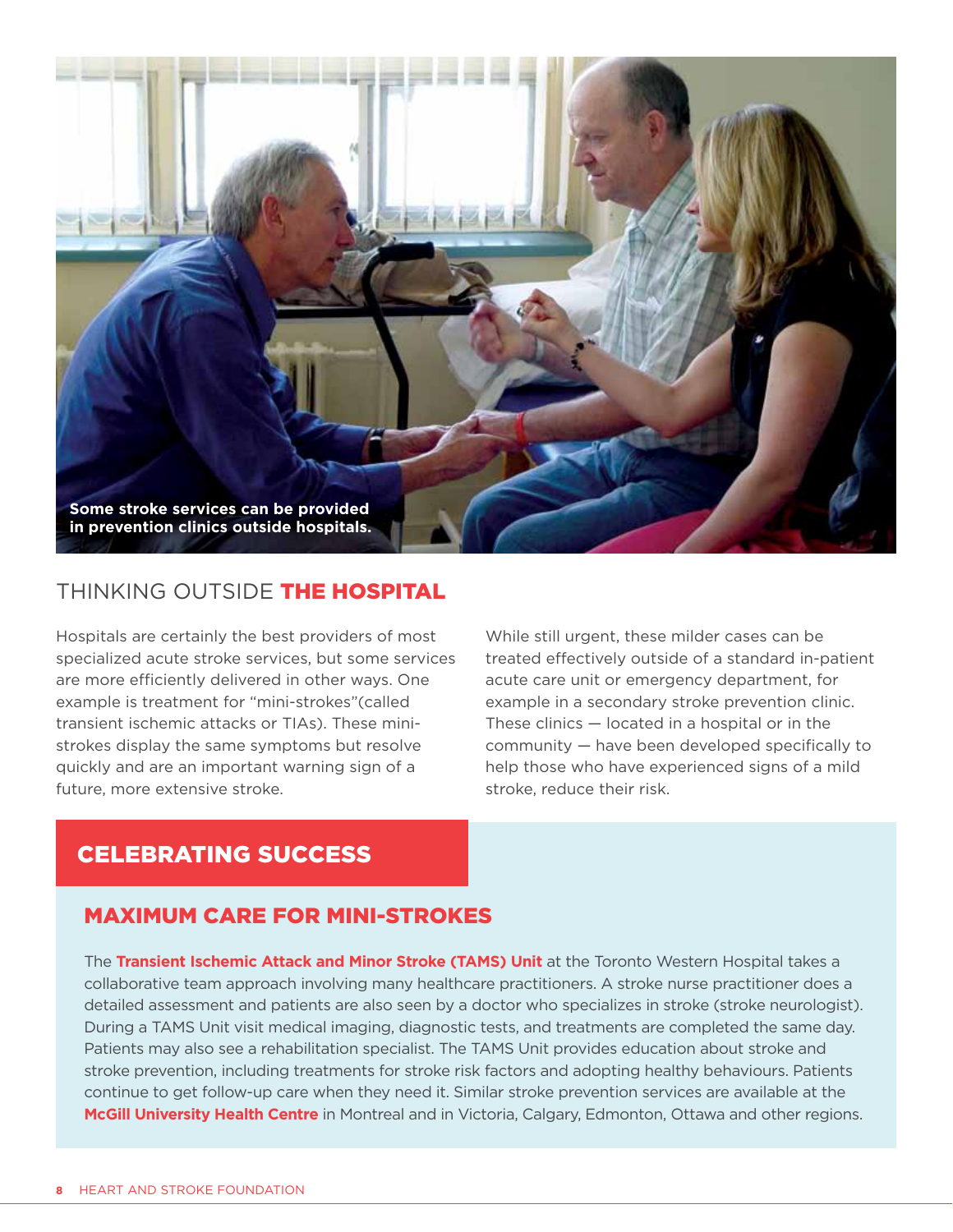Some stroke services can be provided in prevention clinics outside hospitals.

## THINKING OUTSIDE **THE HOSPITAL**

Hospitals are certainly the best providers of most specialized acute stroke services, but some services are more efficiently delivered in other ways. One example is treatment for "mini-strokes"(called transient ischemic attacks or TIAs). These mini-strokes display the same symptoms but resolve quickly and are an important warning sign of a future, more extensive stroke.

While still urgent, these milder cases can be treated effectively outside of a standard in-patient acute care unit or emergency department, for example in a secondary stroke prevention clinic. These clinics — located in a hospital or in the community — have been developed specifically to help those who have experienced signs of a mild stroke, reduce their risk.

## CELEBRATING SUCCESS

### MAXIMUM CARE FOR MINI-STROKES

The **Transient Ischemic Attack and Minor Stroke (TAMS) Unit** at the Toronto Western Hospital takes a collaborative team approach involving many healthcare practitioners. A stroke nurse practitioner does a detailed assessment and patients are also seen by a doctor who specializes in stroke (stroke neurologist). During a TAMS Unit visit medical imaging, diagnostic tests, and treatments are completed the same day. Patients may also see a rehabilitation specialist. The TAMS Unit provides education about stroke and stroke prevention, including treatments for stroke risk factors and adopting healthy behaviours. Patients continue to get follow-up care when they need it. Similar stroke prevention services are available at the **McGill University Health Centre** in Montreal and in Victoria, Calgary, Edmonton, Ottawa and other regions.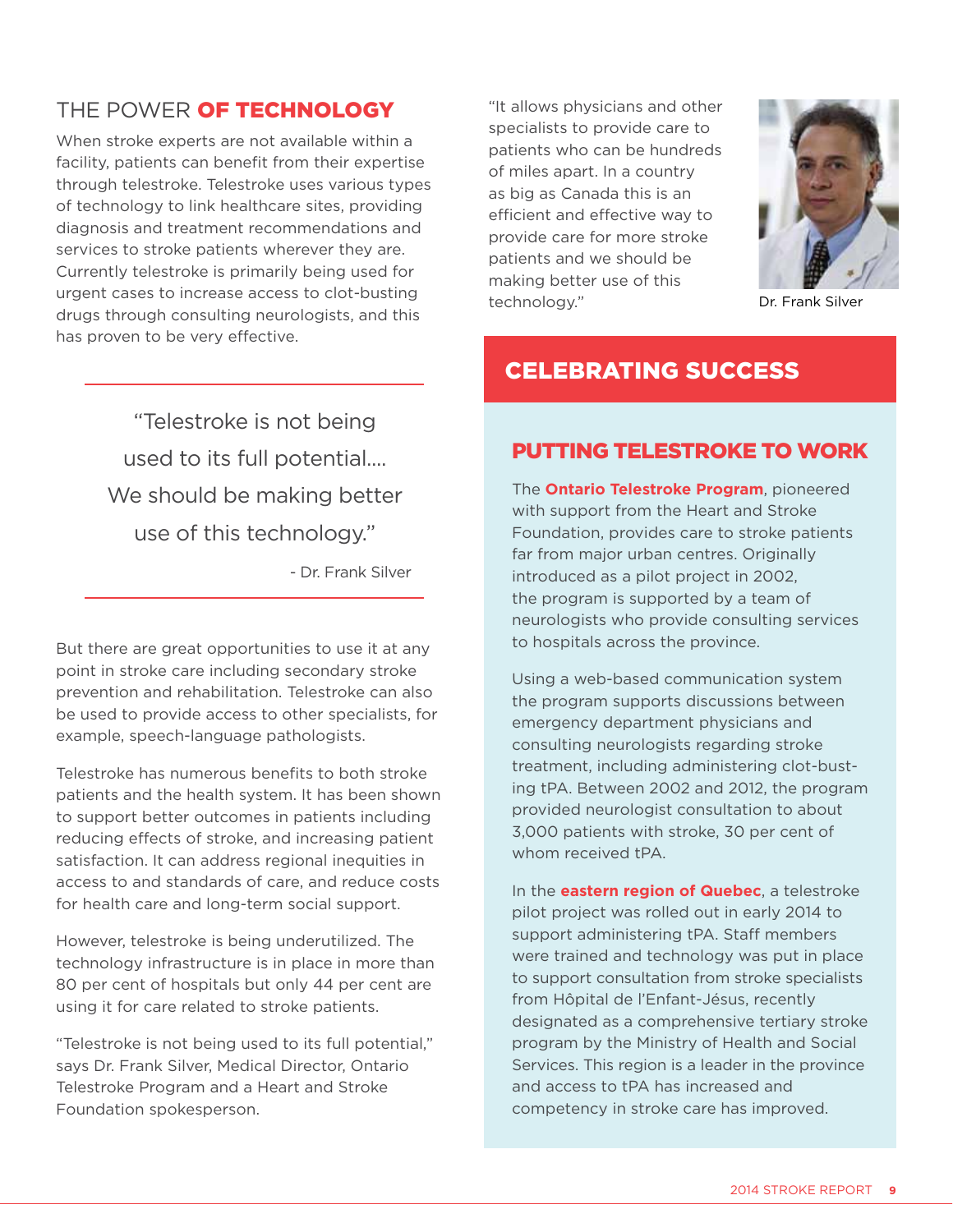## THE POWER **OF TECHNOLOGY**

When stroke experts are not available within a facility, patients can benefit from their expertise through telestroke. Telestroke uses various types of technology to link healthcare sites, providing diagnosis and treatment recommendations and services to stroke patients wherever they are. Currently telestroke is primarily being used for urgent cases to increase access to clot-busting drugs through consulting neurologists, and this has proven to be very effective.

> "Telestroke is not being used to its full potential.... We should be making better use of this technology."
>
> - Dr. Frank Silver

But there are great opportunities to use it at any point in stroke care including secondary stroke prevention and rehabilitation. Telestroke can also be used to provide access to other specialists, for example, speech-language pathologists.

Telestroke has numerous benefits to both stroke patients and the health system. It has been shown to support better outcomes in patients including reducing effects of stroke, and increasing patient satisfaction. It can address regional inequities in access to and standards of care, and reduce costs for health care and long-term social support.

However, telestroke is being underutilized. The technology infrastructure is in place in more than 80 per cent of hospitals but only 44 per cent are using it for care related to stroke patients.

"Telestroke is not being used to its full potential," says Dr. Frank Silver, Medical Director, Ontario Telestroke Program and a Heart and Stroke Foundation spokesperson.

"It allows physicians and other specialists to provide care to patients who can be hundreds of miles apart. In a country as big as Canada this is an efficient and effective way to provide care for more stroke patients and we should be making better use of this technology."

Dr. Frank Silver

## CELEBRATING SUCCESS

### PUTTING TELESTROKE TO WORK

The **Ontario Telestroke Program**, pioneered with support from the Heart and Stroke Foundation, provides care to stroke patients far from major urban centres. Originally introduced as a pilot project in 2002, the program is supported by a team of neurologists who provide consulting services to hospitals across the province.

Using a web-based communication system the program supports discussions between emergency department physicians and consulting neurologists regarding stroke treatment, including administering clot-busting tPA. Between 2002 and 2012, the program provided neurologist consultation to about 3,000 patients with stroke, 30 per cent of whom received tPA.

In the **eastern region of Quebec**, a telestroke pilot project was rolled out in early 2014 to support administering tPA. Staff members were trained and technology was put in place to support consultation from stroke specialists from Hôpital de l'Enfant-Jésus, recently designated as a comprehensive tertiary stroke program by the Ministry of Health and Social Services. This region is a leader in the province and access to tPA has increased and competency in stroke care has improved.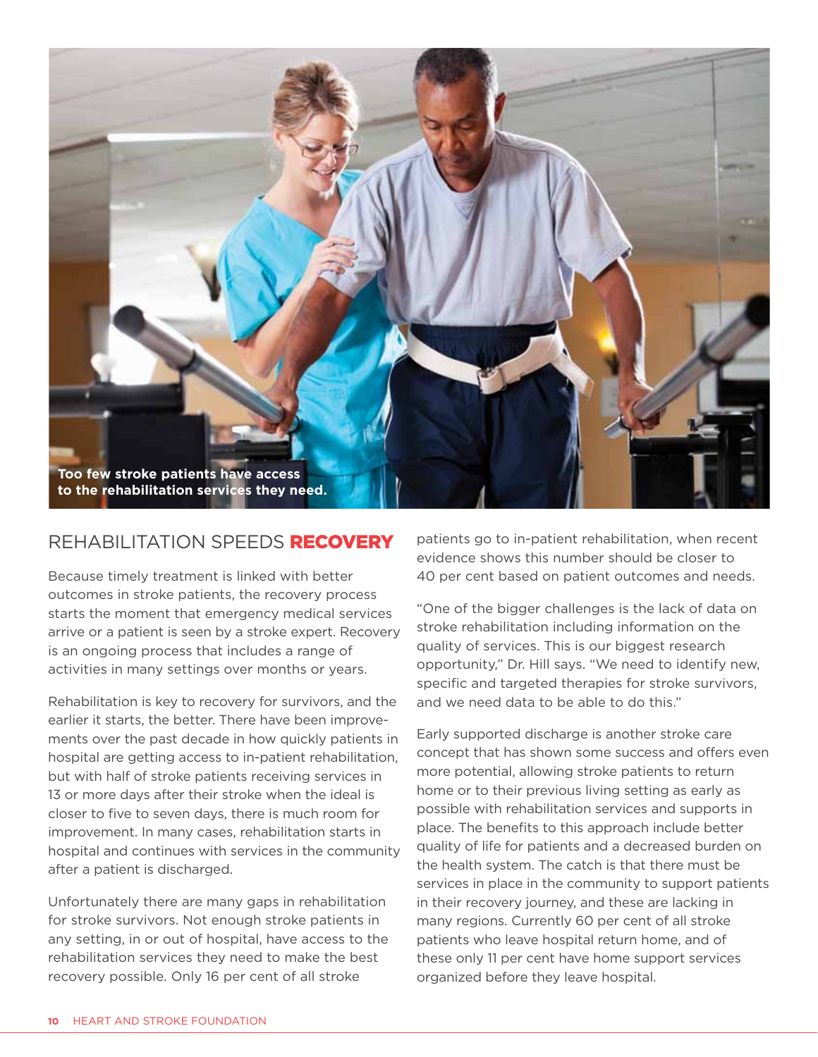Too few stroke patients have access to the rehabilitation services they need.

## REHABILITATION SPEEDS **RECOVERY**

Because timely treatment is linked with better outcomes in stroke patients, the recovery process starts the moment that emergency medical services arrive or a patient is seen by a stroke expert. Recovery is an ongoing process that includes a range of activities in many settings over months or years.

Rehabilitation is key to recovery for survivors, and the earlier it starts, the better. There have been improvements over the past decade in how quickly patients in hospital are getting access to in-patient rehabilitation, but with half of stroke patients receiving services in 13 or more days after their stroke when the ideal is closer to five to seven days, there is much room for improvement. In many cases, rehabilitation starts in hospital and continues with services in the community after a patient is discharged.

Unfortunately there are many gaps in rehabilitation for stroke survivors. Not enough stroke patients in any setting, in or out of hospital, have access to the rehabilitation services they need to make the best recovery possible. Only 16 per cent of all stroke patients go to in-patient rehabilitation, when recent evidence shows this number should be closer to 40 per cent based on patient outcomes and needs.

"One of the bigger challenges is the lack of data on stroke rehabilitation including information on the quality of services. This is our biggest research opportunity," Dr. Hill says. "We need to identify new, specific and targeted therapies for stroke survivors, and we need data to be able to do this."

Early supported discharge is another stroke care concept that has shown some success and offers even more potential, allowing stroke patients to return home or to their previous living setting as early as possible with rehabilitation services and supports in place. The benefits to this approach include better quality of life for patients and a decreased burden on the health system. The catch is that there must be services in place in the community to support patients in their recovery journey, and these are lacking in many regions. Currently 60 per cent of all stroke patients who leave hospital return home, and of these only 11 per cent have home support services organized before they leave hospital.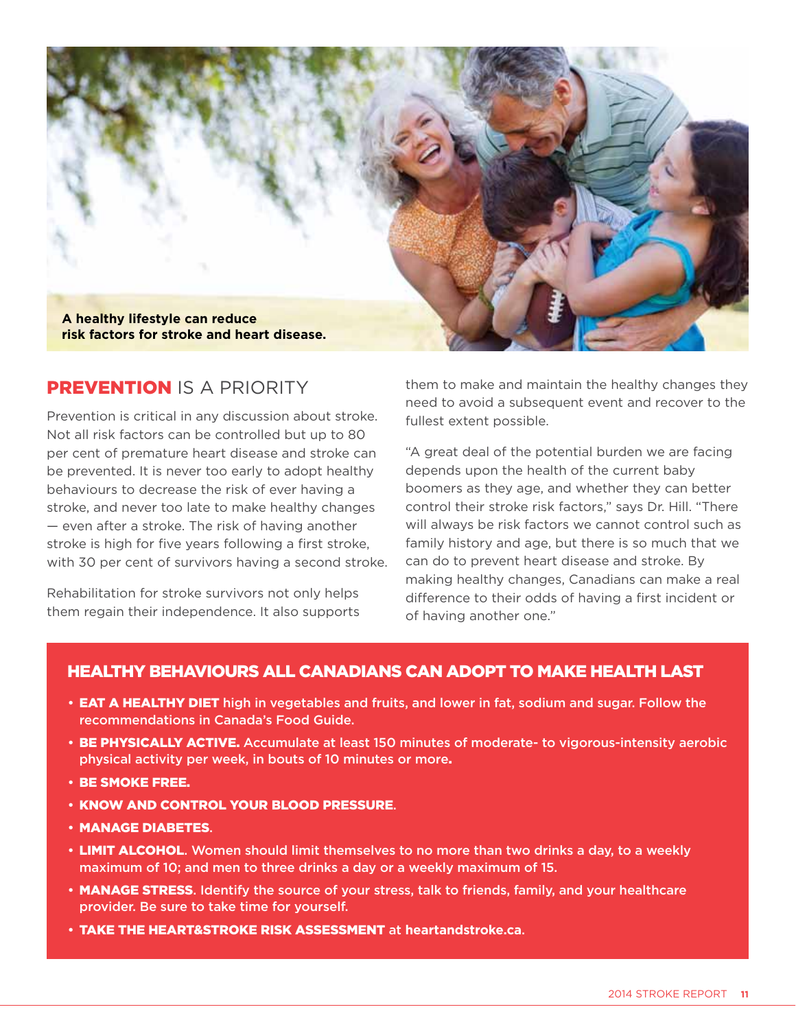A healthy lifestyle can reduce risk factors for stroke and heart disease.

## PREVENTION IS A PRIORITY

Prevention is critical in any discussion about stroke. Not all risk factors can be controlled but up to 80 per cent of premature heart disease and stroke can be prevented. It is never too early to adopt healthy behaviours to decrease the risk of ever having a stroke, and never too late to make healthy changes — even after a stroke. The risk of having another stroke is high for five years following a first stroke, with 30 per cent of survivors having a second stroke.

Rehabilitation for stroke survivors not only helps them regain their independence. It also supports them to make and maintain the healthy changes they need to avoid a subsequent event and recover to the fullest extent possible.

"A great deal of the potential burden we are facing depends upon the health of the current baby boomers as they age, and whether they can better control their stroke risk factors," says Dr. Hill. "There will always be risk factors we cannot control such as family history and age, but there is so much that we can do to prevent heart disease and stroke. By making healthy changes, Canadians can make a real difference to their odds of having a first incident or of having another one."

### HEALTHY BEHAVIOURS ALL CANADIANS CAN ADOPT TO MAKE HEALTH LAST

- **EAT A HEALTHY DIET** high in vegetables and fruits, and lower in fat, sodium and sugar. Follow the recommendations in Canada's Food Guide.
- **BE PHYSICALLY ACTIVE.** Accumulate at least 150 minutes of moderate- to vigorous-intensity aerobic physical activity per week, in bouts of 10 minutes or more.
- **BE SMOKE FREE.**
- **KNOW AND CONTROL YOUR BLOOD PRESSURE**.
- **MANAGE DIABETES**.
- **LIMIT ALCOHOL**. Women should limit themselves to no more than two drinks a day, to a weekly maximum of 10; and men to three drinks a day or a weekly maximum of 15.
- **MANAGE STRESS**. Identify the source of your stress, talk to friends, family, and your healthcare provider. Be sure to take time for yourself.
- **TAKE THE HEART&STROKE RISK ASSESSMENT** at **heartandstroke.ca**.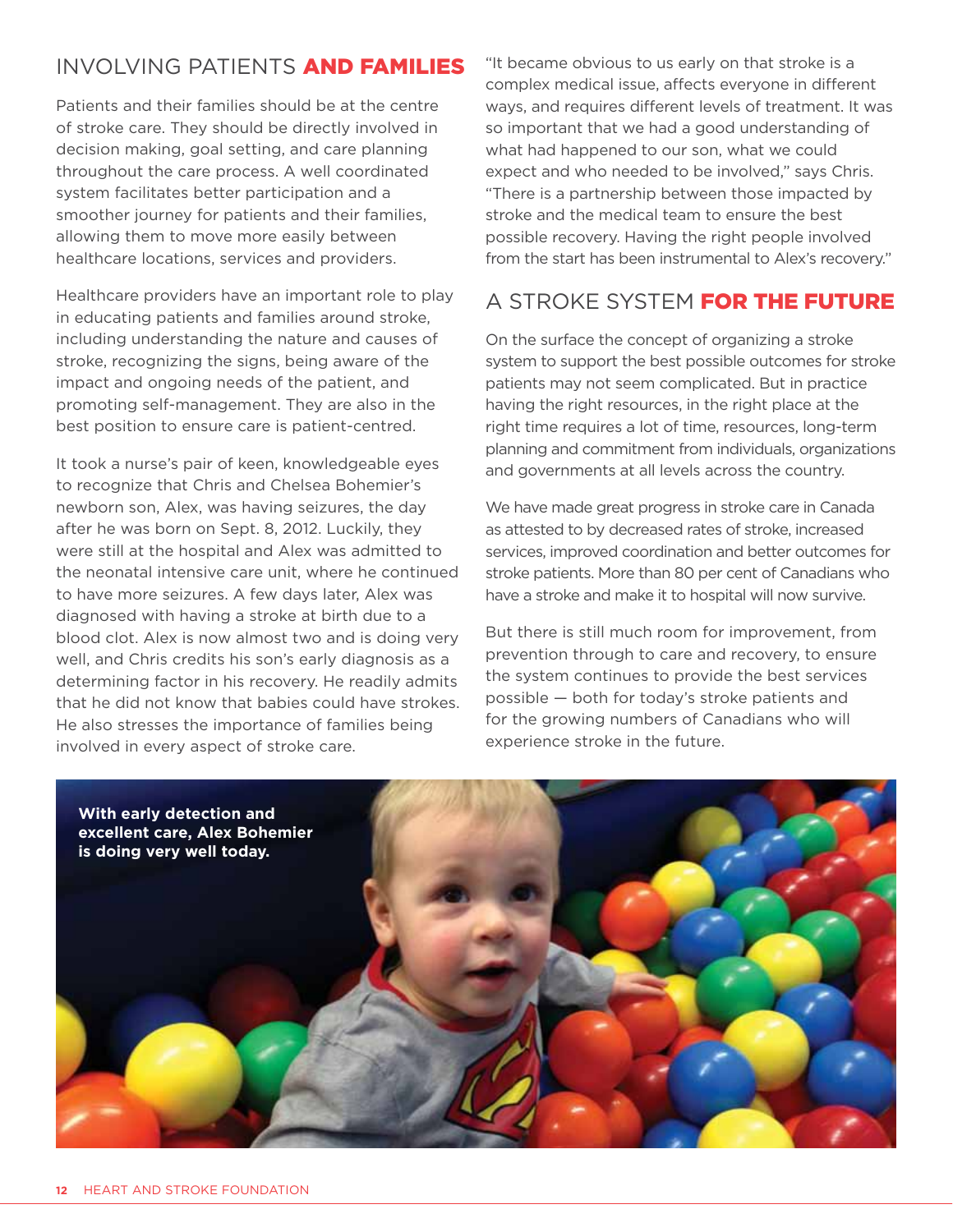## INVOLVING PATIENTS **AND FAMILIES**

Patients and their families should be at the centre of stroke care. They should be directly involved in decision making, goal setting, and care planning throughout the care process. A well coordinated system facilitates better participation and a smoother journey for patients and their families, allowing them to move more easily between healthcare locations, services and providers.

Healthcare providers have an important role to play in educating patients and families around stroke, including understanding the nature and causes of stroke, recognizing the signs, being aware of the impact and ongoing needs of the patient, and promoting self-management. They are also in the best position to ensure care is patient-centred.

It took a nurse's pair of keen, knowledgeable eyes to recognize that Chris and Chelsea Bohemier's newborn son, Alex, was having seizures, the day after he was born on Sept. 8, 2012. Luckily, they were still at the hospital and Alex was admitted to the neonatal intensive care unit, where he continued to have more seizures. A few days later, Alex was diagnosed with having a stroke at birth due to a blood clot. Alex is now almost two and is doing very well, and Chris credits his son's early diagnosis as a determining factor in his recovery. He readily admits that he did not know that babies could have strokes. He also stresses the importance of families being involved in every aspect of stroke care.

"It became obvious to us early on that stroke is a complex medical issue, affects everyone in different ways, and requires different levels of treatment. It was so important that we had a good understanding of what had happened to our son, what we could expect and who needed to be involved," says Chris. "There is a partnership between those impacted by stroke and the medical team to ensure the best possible recovery. Having the right people involved from the start has been instrumental to Alex's recovery."

## A STROKE SYSTEM **FOR THE FUTURE**

On the surface the concept of organizing a stroke system to support the best possible outcomes for stroke patients may not seem complicated. But in practice having the right resources, in the right place at the right time requires a lot of time, resources, long-term planning and commitment from individuals, organizations and governments at all levels across the country.

We have made great progress in stroke care in Canada as attested to by decreased rates of stroke, increased services, improved coordination and better outcomes for stroke patients. More than 80 per cent of Canadians who have a stroke and make it to hospital will now survive.

But there is still much room for improvement, from prevention through to care and recovery, to ensure the system continues to provide the best services possible — both for today's stroke patients and for the growing numbers of Canadians who will experience stroke in the future.

**With early detection and excellent care, Alex Bohemier is doing very well today.**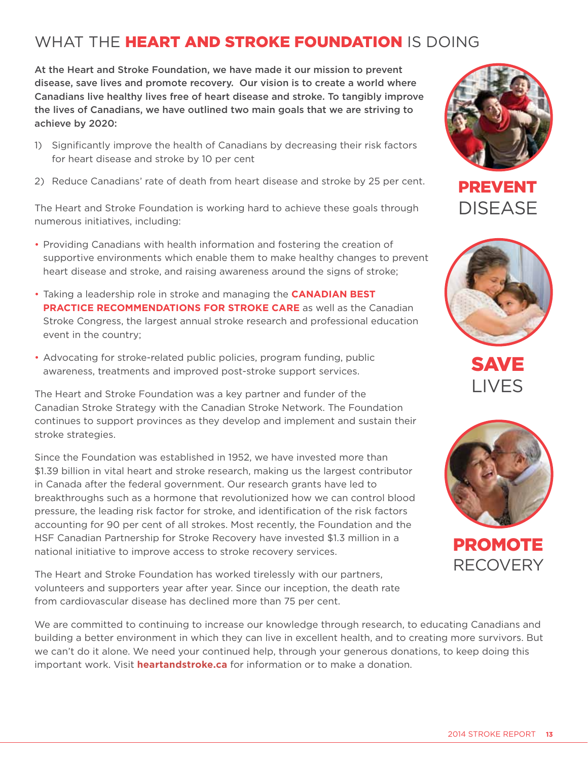# WHAT THE **HEART AND STROKE FOUNDATION** IS DOING

**At the Heart and Stroke Foundation, we have made it our mission to prevent disease, save lives and promote recovery. Our vision is to create a world where Canadians live healthy lives free of heart disease and stroke. To tangibly improve the lives of Canadians, we have outlined two main goals that we are striving to achieve by 2020:**

1) Significantly improve the health of Canadians by decreasing their risk factors for heart disease and stroke by 10 per cent

2) Reduce Canadians' rate of death from heart disease and stroke by 25 per cent.

The Heart and Stroke Foundation is working hard to achieve these goals through numerous initiatives, including:

- Providing Canadians with health information and fostering the creation of supportive environments which enable them to make healthy changes to prevent heart disease and stroke, and raising awareness around the signs of stroke;
- Taking a leadership role in stroke and managing the **CANADIAN BEST PRACTICE RECOMMENDATIONS FOR STROKE CARE** as well as the Canadian Stroke Congress, the largest annual stroke research and professional education event in the country;
- Advocating for stroke-related public policies, program funding, public awareness, treatments and improved post-stroke support services.

The Heart and Stroke Foundation was a key partner and funder of the Canadian Stroke Strategy with the Canadian Stroke Network. The Foundation continues to support provinces as they develop and implement and sustain their stroke strategies.

Since the Foundation was established in 1952, we have invested more than $1.39 billion in vital heart and stroke research, making us the largest contributor in Canada after the federal government. Our research grants have led to breakthroughs such as a hormone that revolutionized how we can control blood pressure, the leading risk factor for stroke, and identification of the risk factors accounting for 90 per cent of all strokes. Most recently, the Foundation and the HSF Canadian Partnership for Stroke Recovery have invested $1.3 million in a national initiative to improve access to stroke recovery services.

The Heart and Stroke Foundation has worked tirelessly with our partners, volunteers and supporters year after year. Since our inception, the death rate from cardiovascular disease has declined more than 75 per cent.

**PREVENT** DISEASE

**SAVE** LIVES

**PROMOTE** RECOVERY

We are committed to continuing to increase our knowledge through research, to educating Canadians and building a better environment in which they can live in excellent health, and to creating more survivors. But we can't do it alone. We need your continued help, through your generous donations, to keep doing this important work. Visit **heartandstroke.ca** for information or to make a donation.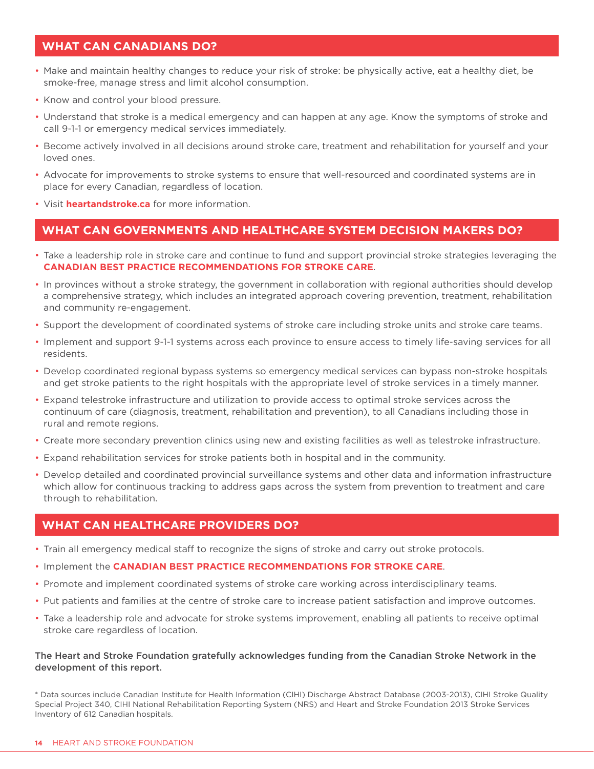## WHAT CAN CANADIANS DO?

- Make and maintain healthy changes to reduce your risk of stroke: be physically active, eat a healthy diet, be smoke-free, manage stress and limit alcohol consumption.
- Know and control your blood pressure.
- Understand that stroke is a medical emergency and can happen at any age. Know the symptoms of stroke and call 9-1-1 or emergency medical services immediately.
- Become actively involved in all decisions around stroke care, treatment and rehabilitation for yourself and your loved ones.
- Advocate for improvements to stroke systems to ensure that well-resourced and coordinated systems are in place for every Canadian, regardless of location.
- Visit **heartandstroke.ca** for more information.

## WHAT CAN GOVERNMENTS AND HEALTHCARE SYSTEM DECISION MAKERS DO?

- Take a leadership role in stroke care and continue to fund and support provincial stroke strategies leveraging the **CANADIAN BEST PRACTICE RECOMMENDATIONS FOR STROKE CARE**.
- In provinces without a stroke strategy, the government in collaboration with regional authorities should develop a comprehensive strategy, which includes an integrated approach covering prevention, treatment, rehabilitation and community re-engagement.
- Support the development of coordinated systems of stroke care including stroke units and stroke care teams.
- Implement and support 9-1-1 systems across each province to ensure access to timely life-saving services for all residents.
- Develop coordinated regional bypass systems so emergency medical services can bypass non-stroke hospitals and get stroke patients to the right hospitals with the appropriate level of stroke services in a timely manner.
- Expand telestroke infrastructure and utilization to provide access to optimal stroke services across the continuum of care (diagnosis, treatment, rehabilitation and prevention), to all Canadians including those in rural and remote regions.
- Create more secondary prevention clinics using new and existing facilities as well as telestroke infrastructure.
- Expand rehabilitation services for stroke patients both in hospital and in the community.
- Develop detailed and coordinated provincial surveillance systems and other data and information infrastructure which allow for continuous tracking to address gaps across the system from prevention to treatment and care through to rehabilitation.

## WHAT CAN HEALTHCARE PROVIDERS DO?

- Train all emergency medical staff to recognize the signs of stroke and carry out stroke protocols.
- Implement the **CANADIAN BEST PRACTICE RECOMMENDATIONS FOR STROKE CARE**.
- Promote and implement coordinated systems of stroke care working across interdisciplinary teams.
- Put patients and families at the centre of stroke care to increase patient satisfaction and improve outcomes.
- Take a leadership role and advocate for stroke systems improvement, enabling all patients to receive optimal stroke care regardless of location.

**The Heart and Stroke Foundation gratefully acknowledges funding from the Canadian Stroke Network in the development of this report.**

* Data sources include Canadian Institute for Health Information (CIHI) Discharge Abstract Database (2003-2013), CIHI Stroke Quality Special Project 340, CIHI National Rehabilitation Reporting System (NRS) and Heart and Stroke Foundation 2013 Stroke Services Inventory of 612 Canadian hospitals.